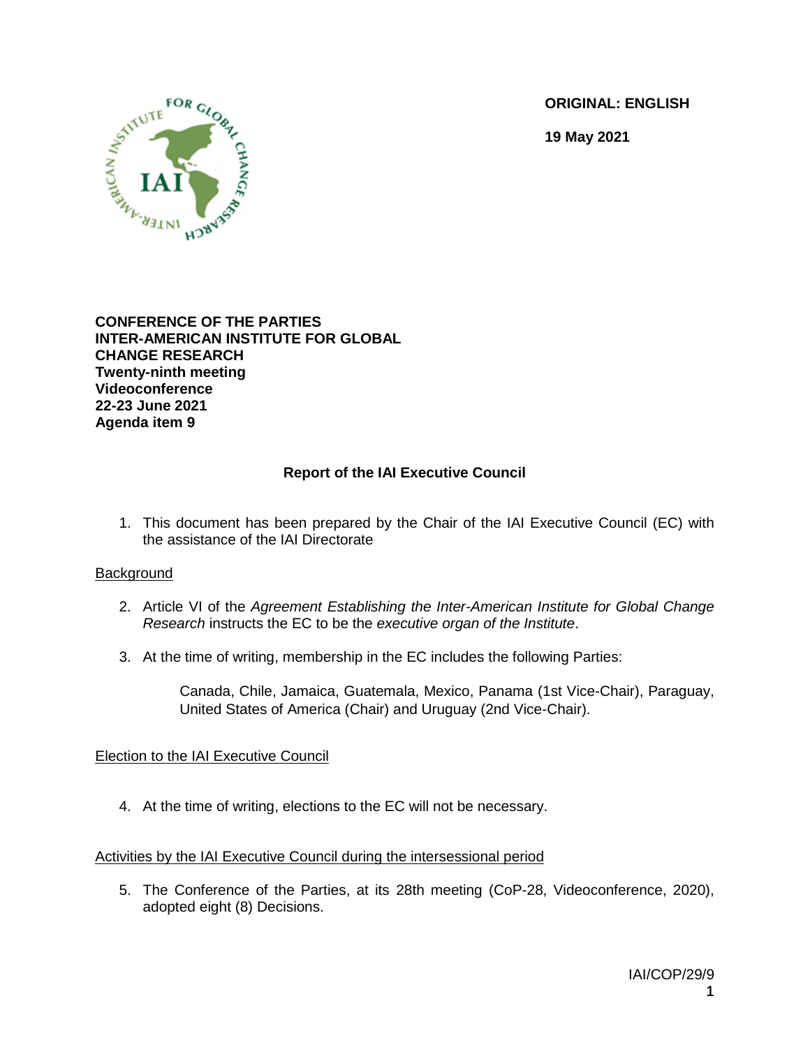**ORIGINAL: ENGLISH**

**19 May 2021**

**CONFERENCE OF THE PARTIES**
**INTER-AMERICAN INSTITUTE FOR GLOBAL CHANGE RESEARCH**
**Twenty-ninth meeting**
**Videoconference**
**22-23 June 2021**
**Agenda item 9**

## Report of the IAI Executive Council

1. This document has been prepared by the Chair of the IAI Executive Council (EC) with the assistance of the IAI Directorate

### Background

2. Article VI of the *Agreement Establishing the Inter-American Institute for Global Change Research* instructs the EC to be the *executive organ of the Institute*.

3. At the time of writing, membership in the EC includes the following Parties:

   Canada, Chile, Jamaica, Guatemala, Mexico, Panama (1st Vice-Chair), Paraguay, United States of America (Chair) and Uruguay (2nd Vice-Chair).

### Election to the IAI Executive Council

4. At the time of writing, elections to the EC will not be necessary.

### Activities by the IAI Executive Council during the intersessional period

5. The Conference of the Parties, at its 28th meeting (CoP-28, Videoconference, 2020), adopted eight (8) Decisions.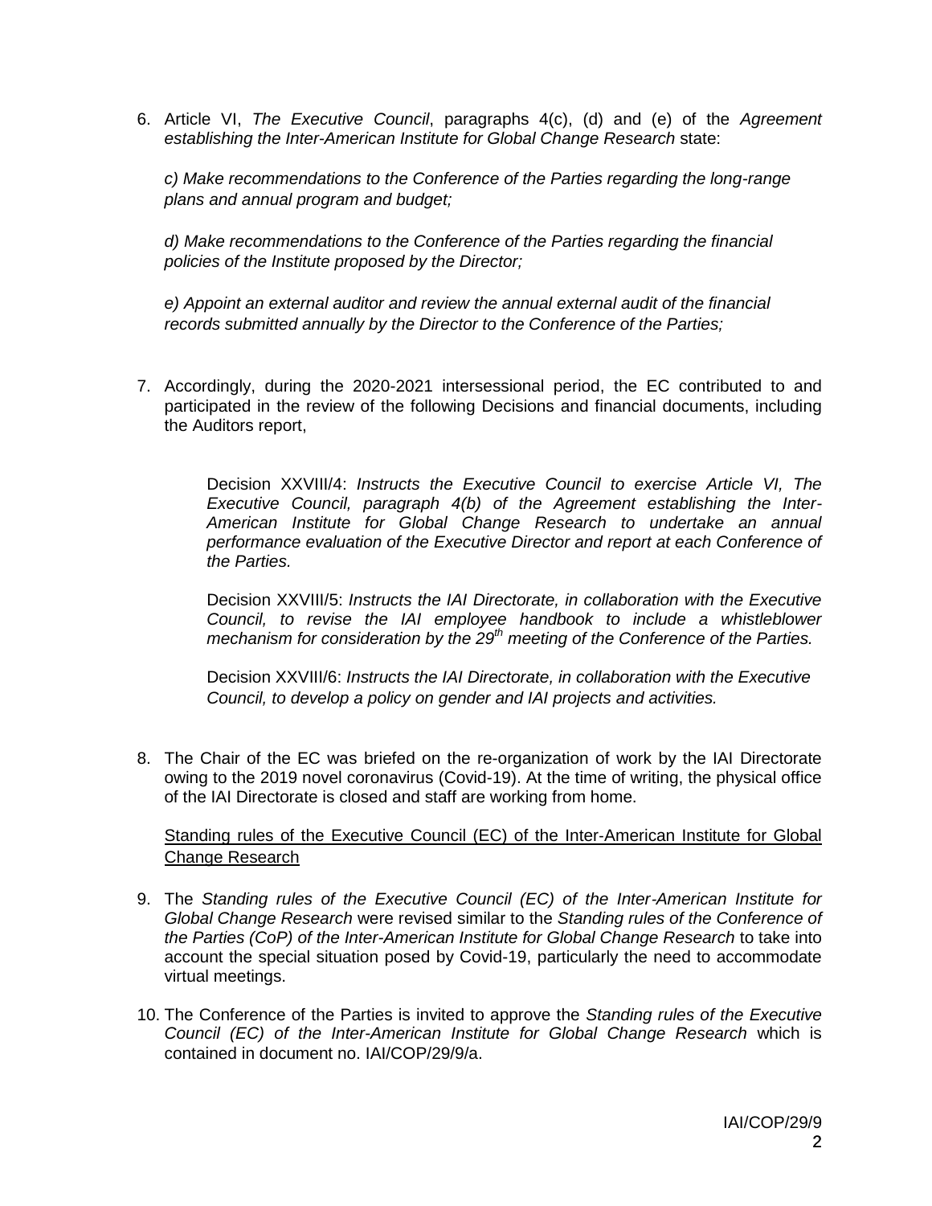6. Article VI, *The Executive Council*, paragraphs 4(c), (d) and (e) of the *Agreement establishing the Inter-American Institute for Global Change Research* state:

   *c) Make recommendations to the Conference of the Parties regarding the long-range plans and annual program and budget;*

   *d) Make recommendations to the Conference of the Parties regarding the financial policies of the Institute proposed by the Director;*

   *e) Appoint an external auditor and review the annual external audit of the financial records submitted annually by the Director to the Conference of the Parties;*

7. Accordingly, during the 2020-2021 intersessional period, the EC contributed to and participated in the review of the following Decisions and financial documents, including the Auditors report,

   Decision XXVIII/4: *Instructs the Executive Council to exercise Article VI, The Executive Council, paragraph 4(b) of the Agreement establishing the Inter-American Institute for Global Change Research to undertake an annual performance evaluation of the Executive Director and report at each Conference of the Parties.*

   Decision XXVIII/5: *Instructs the IAI Directorate, in collaboration with the Executive Council, to revise the IAI employee handbook to include a whistleblower mechanism for consideration by the 29th meeting of the Conference of the Parties.*

   Decision XXVIII/6: *Instructs the IAI Directorate, in collaboration with the Executive Council, to develop a policy on gender and IAI projects and activities.*

8. The Chair of the EC was briefed on the re-organization of work by the IAI Directorate owing to the 2019 novel coronavirus (Covid-19). At the time of writing, the physical office of the IAI Directorate is closed and staff are working from home.

Standing rules of the Executive Council (EC) of the Inter-American Institute for Global Change Research

9. The *Standing rules of the Executive Council (EC) of the Inter-American Institute for Global Change Research* were revised similar to the *Standing rules of the Conference of the Parties (CoP) of the Inter-American Institute for Global Change Research* to take into account the special situation posed by Covid-19, particularly the need to accommodate virtual meetings.

10. The Conference of the Parties is invited to approve the *Standing rules of the Executive Council (EC) of the Inter-American Institute for Global Change Research* which is contained in document no. IAI/COP/29/9/a.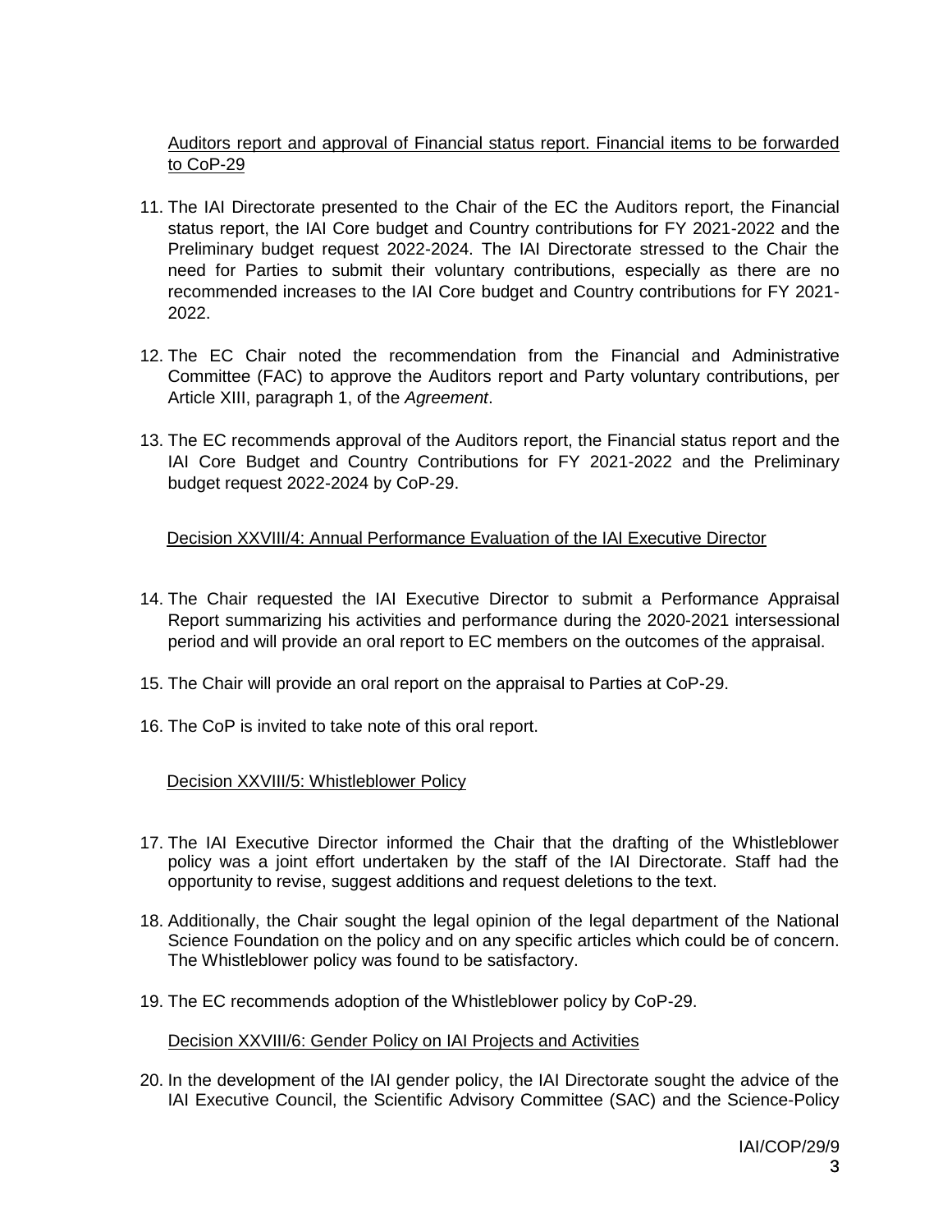Auditors report and approval of Financial status report. Financial items to be forwarded to CoP-29

11. The IAI Directorate presented to the Chair of the EC the Auditors report, the Financial status report, the IAI Core budget and Country contributions for FY 2021-2022 and the Preliminary budget request 2022-2024. The IAI Directorate stressed to the Chair the need for Parties to submit their voluntary contributions, especially as there are no recommended increases to the IAI Core budget and Country contributions for FY 2021-2022.

12. The EC Chair noted the recommendation from the Financial and Administrative Committee (FAC) to approve the Auditors report and Party voluntary contributions, per Article XIII, paragraph 1, of the *Agreement*.

13. The EC recommends approval of the Auditors report, the Financial status report and the IAI Core Budget and Country Contributions for FY 2021-2022 and the Preliminary budget request 2022-2024 by CoP-29.

Decision XXVIII/4: Annual Performance Evaluation of the IAI Executive Director

14. The Chair requested the IAI Executive Director to submit a Performance Appraisal Report summarizing his activities and performance during the 2020-2021 intersessional period and will provide an oral report to EC members on the outcomes of the appraisal.

15. The Chair will provide an oral report on the appraisal to Parties at CoP-29.

16. The CoP is invited to take note of this oral report.

Decision XXVIII/5: Whistleblower Policy

17. The IAI Executive Director informed the Chair that the drafting of the Whistleblower policy was a joint effort undertaken by the staff of the IAI Directorate. Staff had the opportunity to revise, suggest additions and request deletions to the text.

18. Additionally, the Chair sought the legal opinion of the legal department of the National Science Foundation on the policy and on any specific articles which could be of concern. The Whistleblower policy was found to be satisfactory.

19. The EC recommends adoption of the Whistleblower policy by CoP-29.

Decision XXVIII/6: Gender Policy on IAI Projects and Activities

20. In the development of the IAI gender policy, the IAI Directorate sought the advice of the IAI Executive Council, the Scientific Advisory Committee (SAC) and the Science-Policy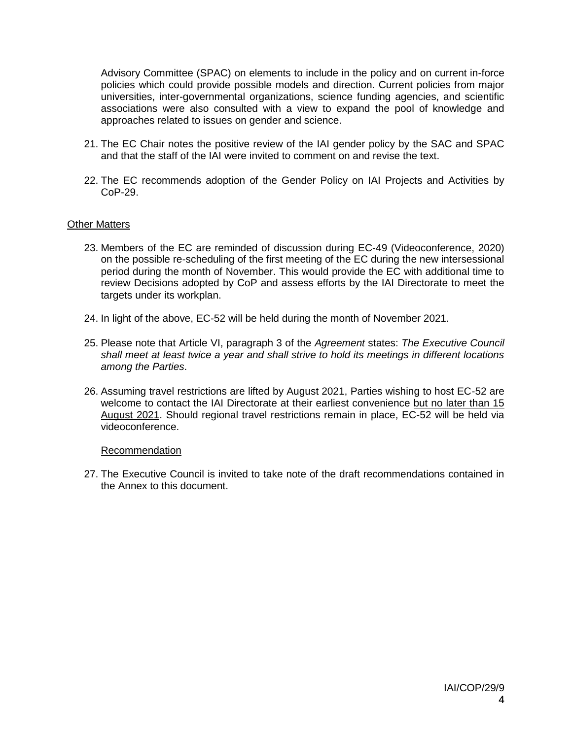Advisory Committee (SPAC) on elements to include in the policy and on current in-force policies which could provide possible models and direction. Current policies from major universities, inter-governmental organizations, science funding agencies, and scientific associations were also consulted with a view to expand the pool of knowledge and approaches related to issues on gender and science.

21. The EC Chair notes the positive review of the IAI gender policy by the SAC and SPAC and that the staff of the IAI were invited to comment on and revise the text.

22. The EC recommends adoption of the Gender Policy on IAI Projects and Activities by CoP-29.

<u>Other Matters</u>

23. Members of the EC are reminded of discussion during EC-49 (Videoconference, 2020) on the possible re-scheduling of the first meeting of the EC during the new intersessional period during the month of November. This would provide the EC with additional time to review Decisions adopted by CoP and assess efforts by the IAI Directorate to meet the targets under its workplan.

24. In light of the above, EC-52 will be held during the month of November 2021.

25. Please note that Article VI, paragraph 3 of the *Agreement* states: *The Executive Council shall meet at least twice a year and shall strive to hold its meetings in different locations among the Parties*.

26. Assuming travel restrictions are lifted by August 2021, Parties wishing to host EC-52 are welcome to contact the IAI Directorate at their earliest convenience <u>but no later than 15 August 2021</u>. Should regional travel restrictions remain in place, EC-52 will be held via videoconference.

<u>Recommendation</u>

27. The Executive Council is invited to take note of the draft recommendations contained in the Annex to this document.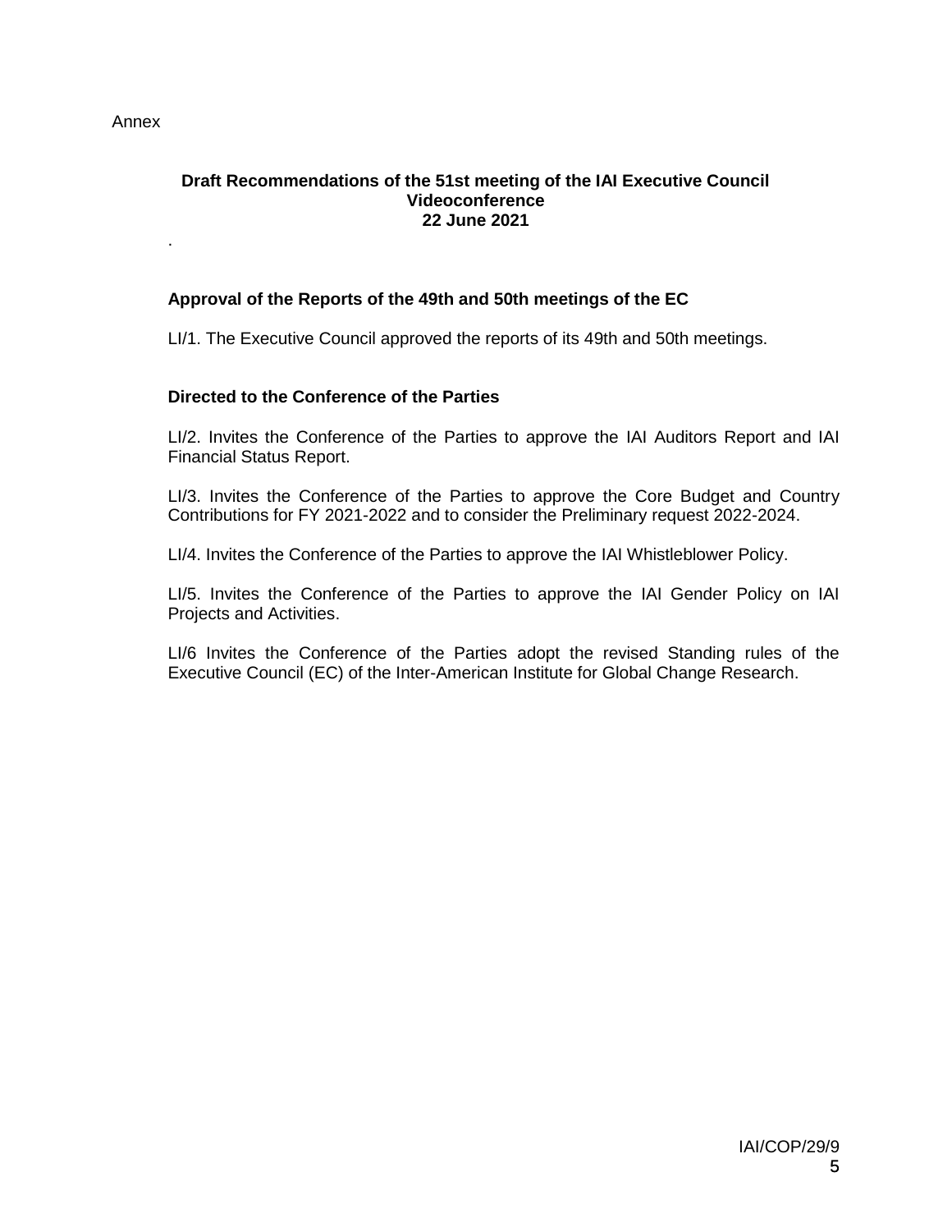Annex

**Draft Recommendations of the 51st meeting of the IAI Executive Council**
**Videoconference**
**22 June 2021**

.

### Approval of the Reports of the 49th and 50th meetings of the EC

LI/1. The Executive Council approved the reports of its 49th and 50th meetings.

### Directed to the Conference of the Parties

LI/2. Invites the Conference of the Parties to approve the IAI Auditors Report and IAI Financial Status Report.

LI/3. Invites the Conference of the Parties to approve the Core Budget and Country Contributions for FY 2021-2022 and to consider the Preliminary request 2022-2024.

LI/4. Invites the Conference of the Parties to approve the IAI Whistleblower Policy.

LI/5. Invites the Conference of the Parties to approve the IAI Gender Policy on IAI Projects and Activities.

LI/6 Invites the Conference of the Parties adopt the revised Standing rules of the Executive Council (EC) of the Inter-American Institute for Global Change Research.